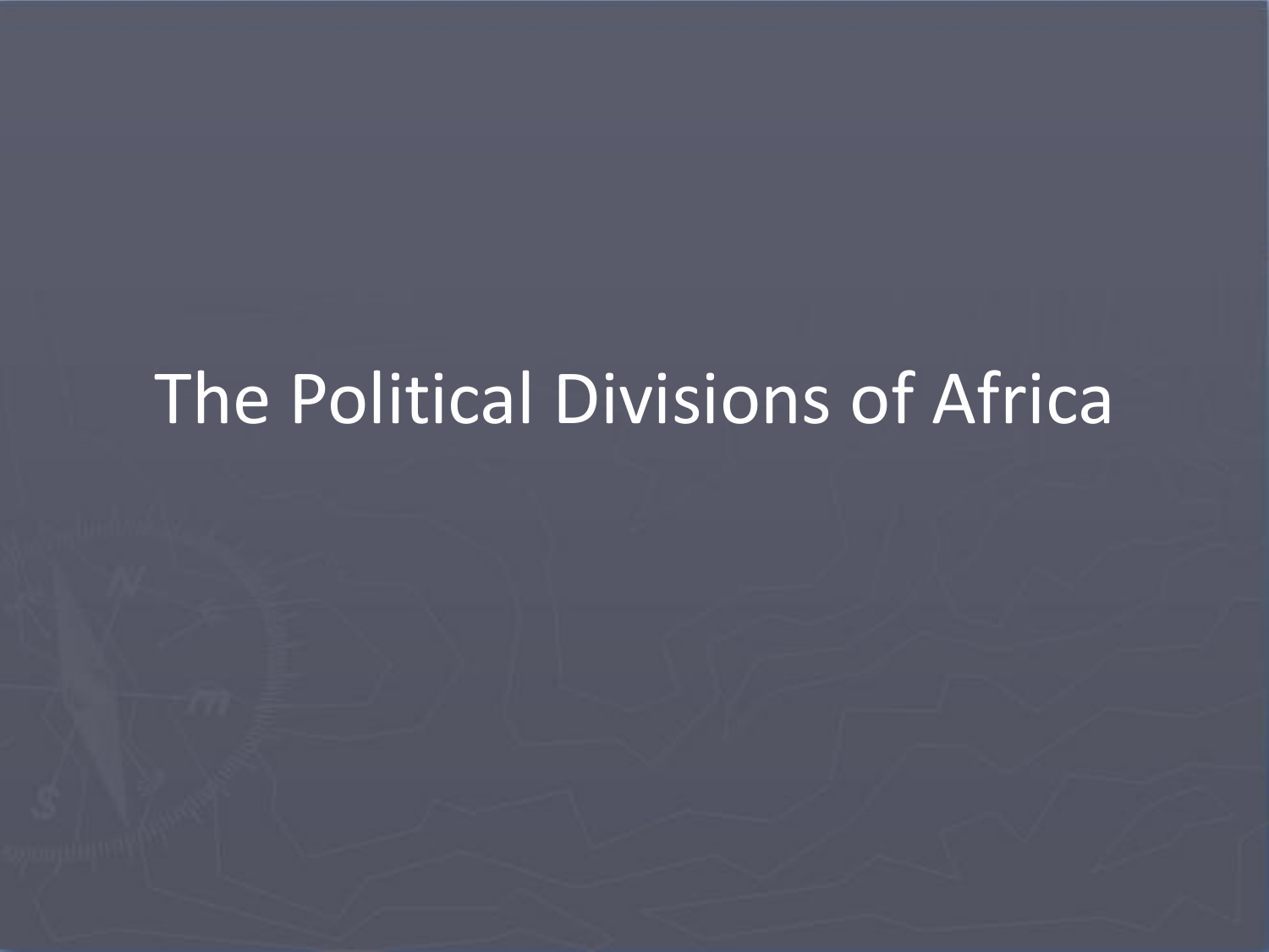# The Political Divisions of Africa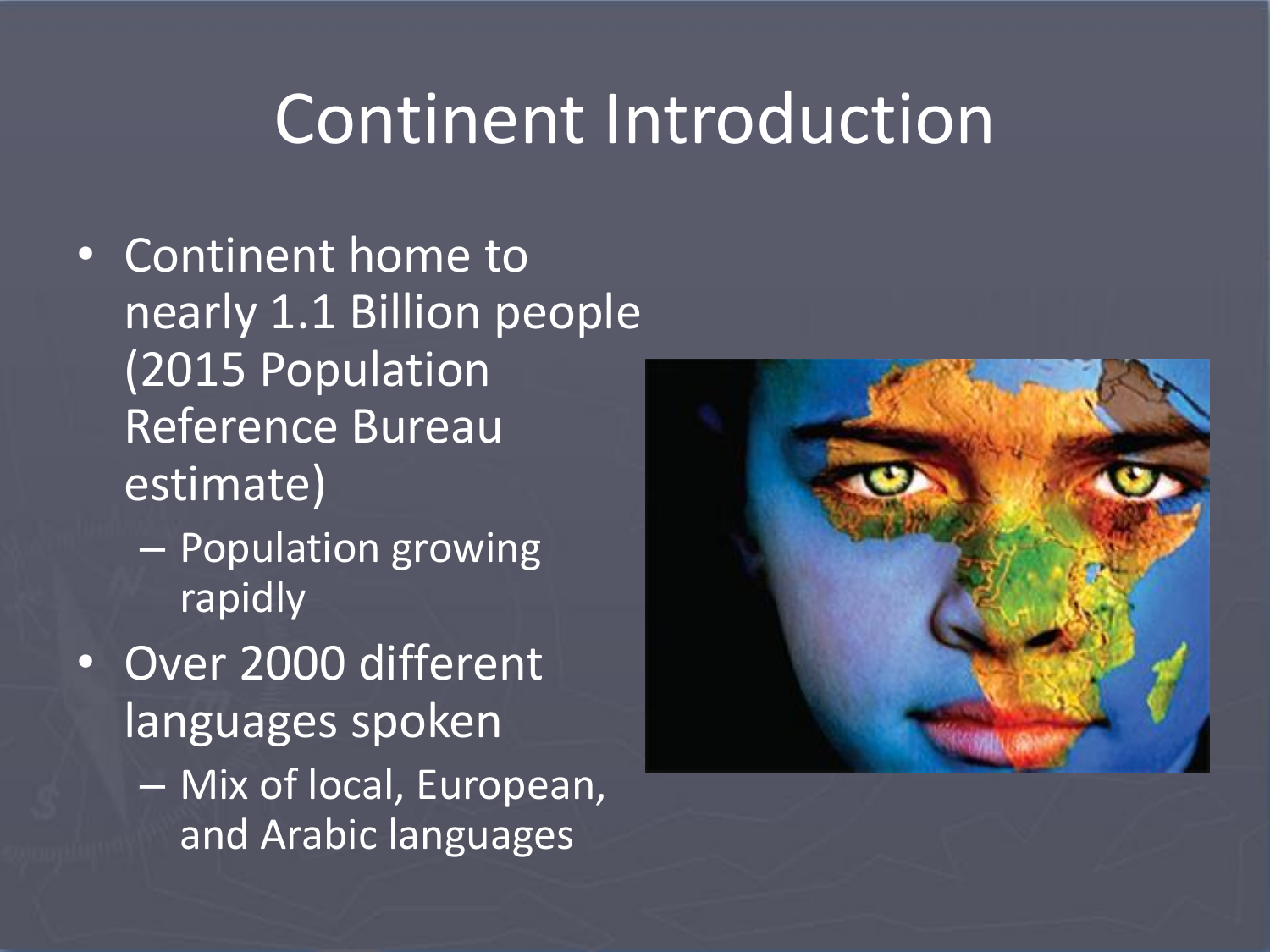# Continent Introduction

- Continent home to nearly 1.1 Billion people (2015 Population Reference Bureau estimate)
  - Population growing rapidly
- Over 2000 different languages spoken
  - Mix of local, European, and Arabic languages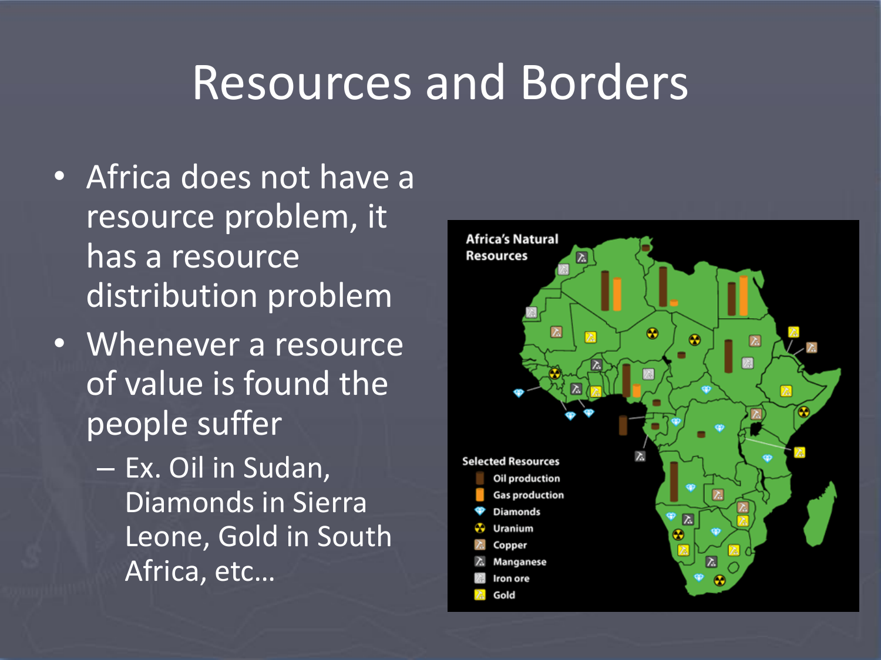# Resources and Borders

- Africa does not have a resource problem, it has a resource distribution problem
- Whenever a resource of value is found the people suffer
  - Ex. Oil in Sudan, Diamonds in Sierra Leone, Gold in South Africa, etc…

Africa's Natural Resources

Selected Resources

Oil production

Gas production

Diamonds

Uranium

Copper

Manganese

Iron ore

Gold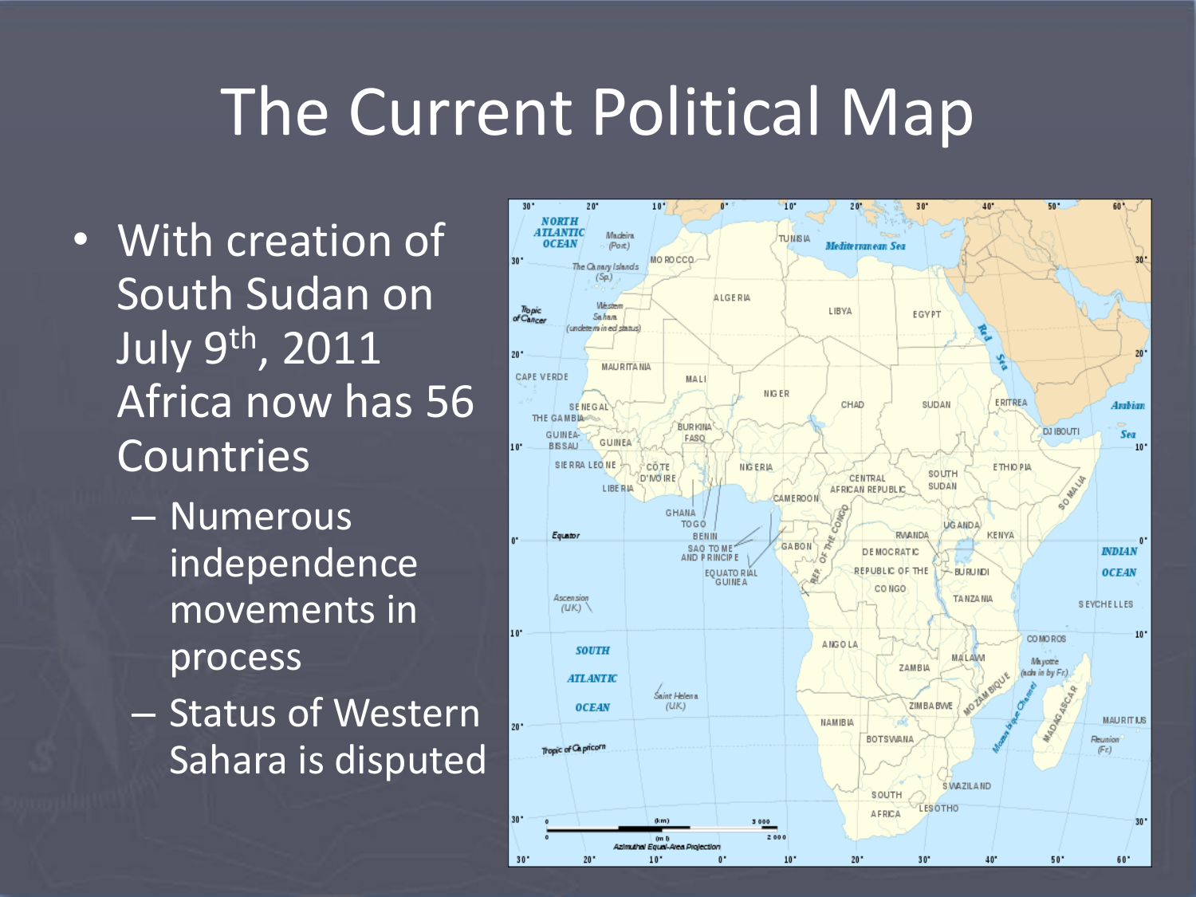# The Current Political Map

- With creation of South Sudan on July 9th, 2011 Africa now has 56 Countries
  - Numerous independence movements in process
  - Status of Western Sahara is disputed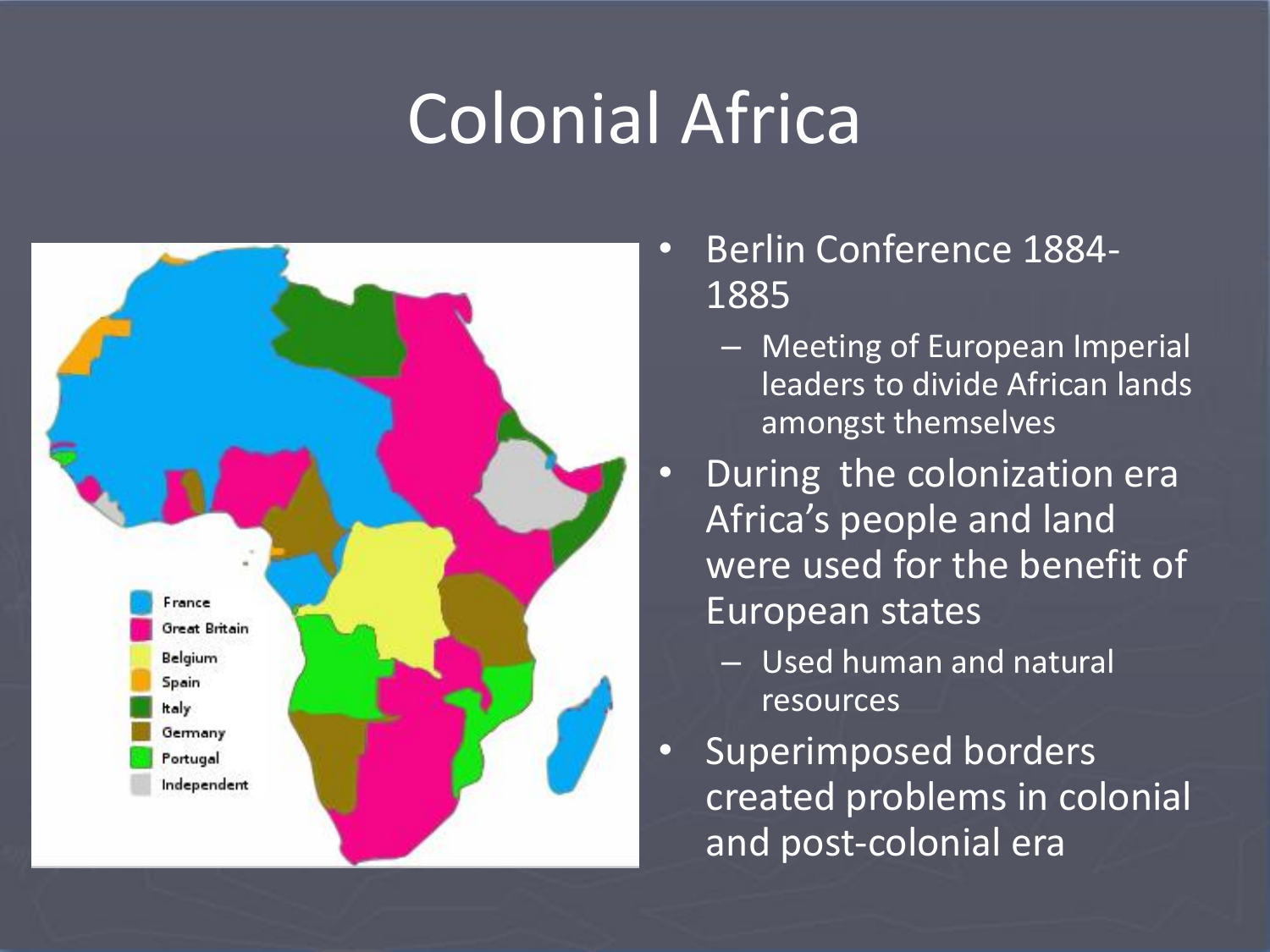# Colonial Africa

France
Great Britain
Belgium
Spain
Italy
Germany
Portugal
Independent

- Berlin Conference 1884-1885
  - Meeting of European Imperial leaders to divide African lands amongst themselves
- During the colonization era Africa's people and land were used for the benefit of European states
  - Used human and natural resources
- Superimposed borders created problems in colonial and post-colonial era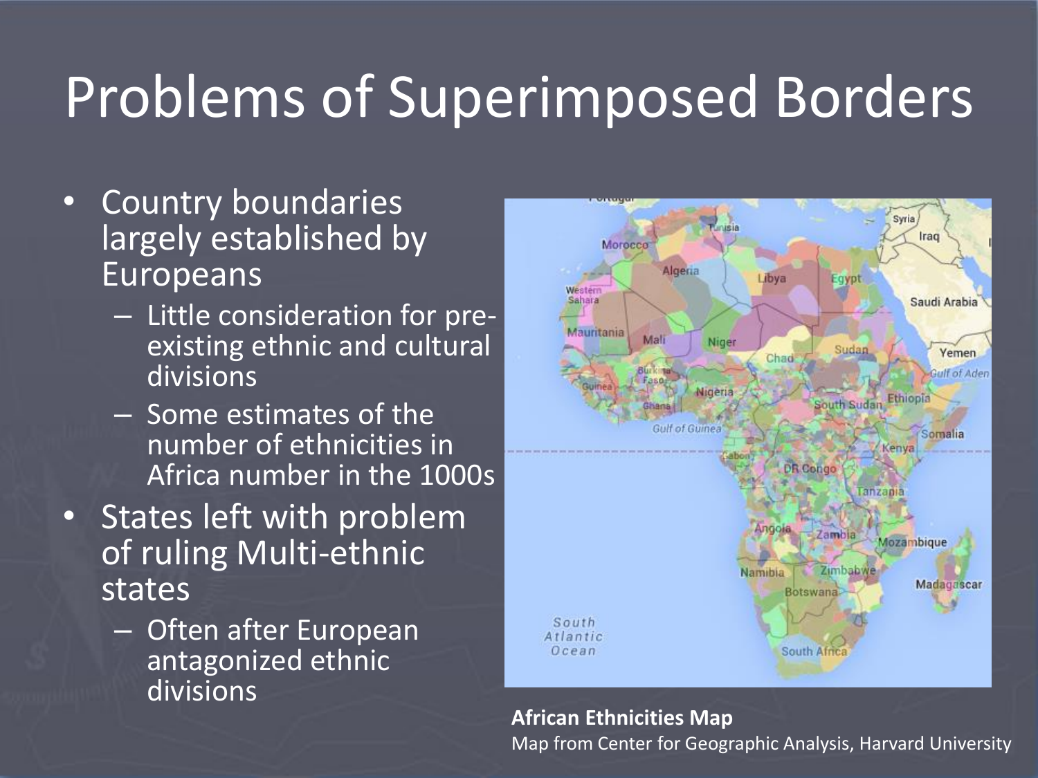# Problems of Superimposed Borders

- Country boundaries largely established by Europeans
  - Little consideration for pre-existing ethnic and cultural divisions
  - Some estimates of the number of ethnicities in Africa number in the 1000s
- States left with problem of ruling Multi-ethnic states
  - Often after European antagonized ethnic divisions

**African Ethnicities Map**

Map from Center for Geographic Analysis, Harvard University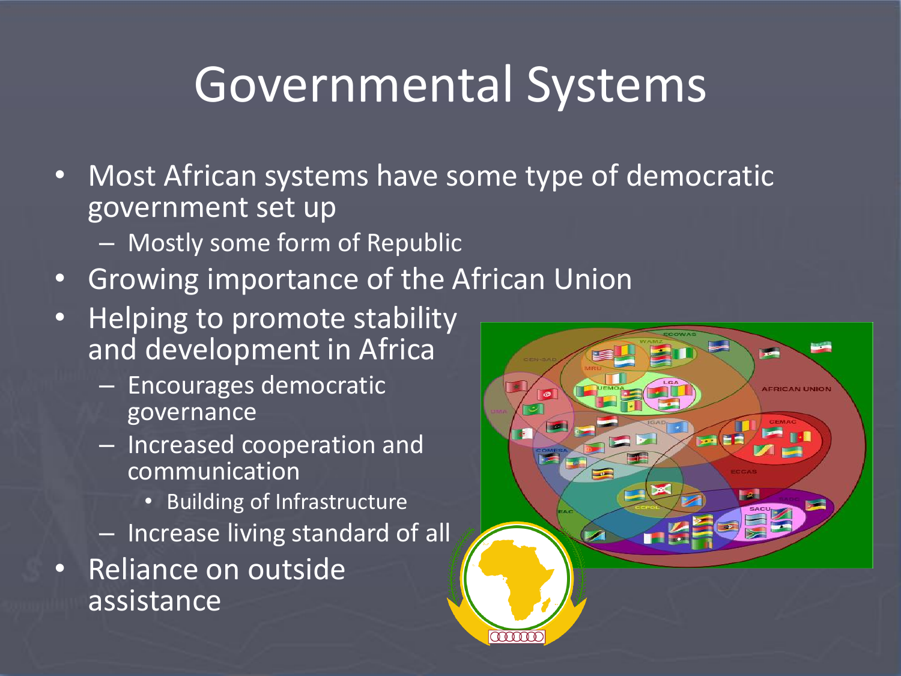# Governmental Systems

- Most African systems have some type of democratic government set up
  - Mostly some form of Republic
- Growing importance of the African Union
- Helping to promote stability and development in Africa
  - Encourages democratic governance
  - Increased cooperation and communication
    - Building of Infrastructure
  - Increase living standard of all
- Reliance on outside assistance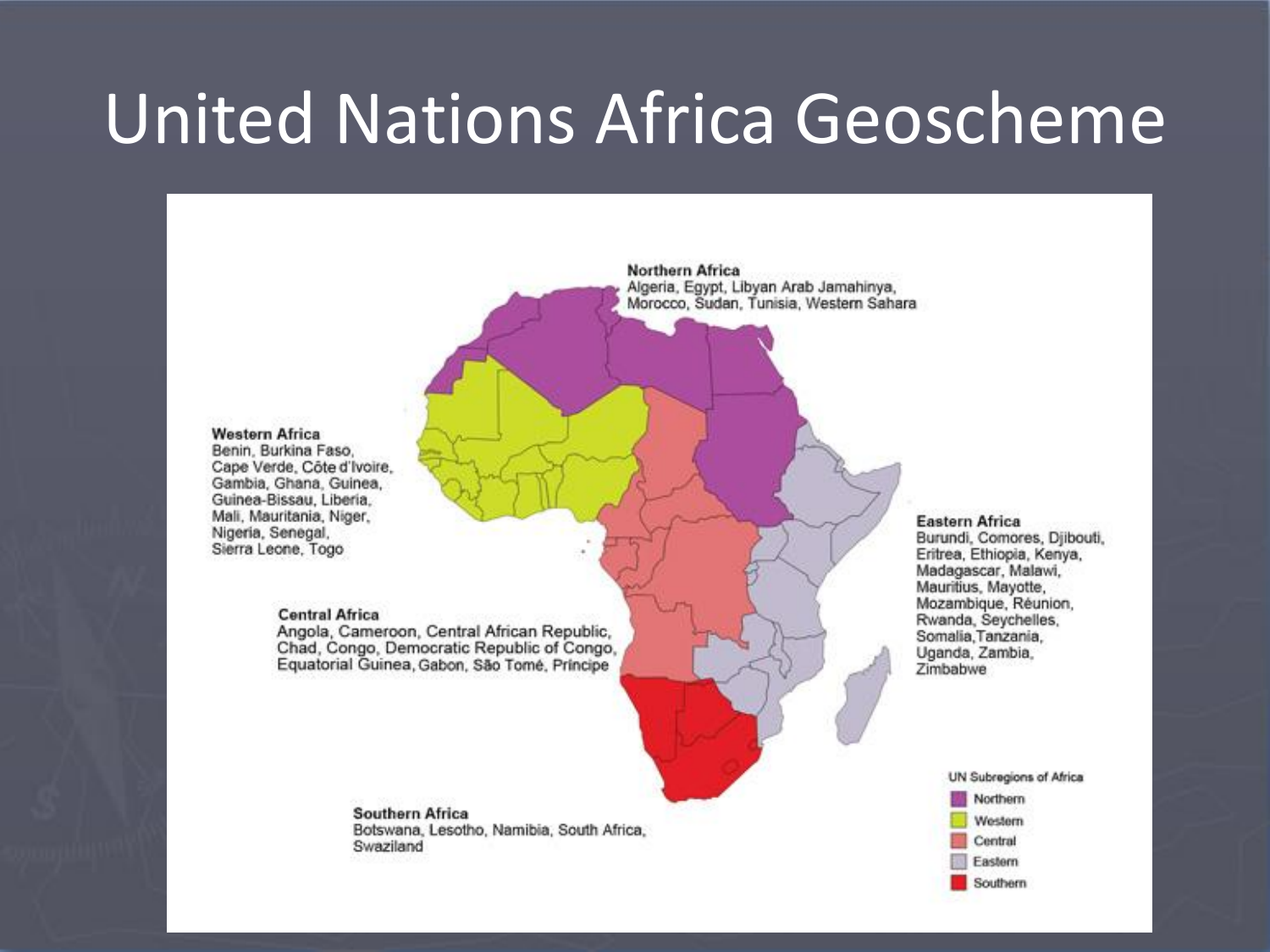# United Nations Africa Geoscheme

**Northern Africa**
Algeria, Egypt, Libyan Arab Jamahinya, Morocco, Sudan, Tunisia, Western Sahara

**Western Africa**
Benin, Burkina Faso, Cape Verde, Côte d'Ivoire, Gambia, Ghana, Guinea, Guinea-Bissau, Liberia, Mali, Mauritania, Niger, Nigeria, Senegal, Sierra Leone, Togo

**Eastern Africa**
Burundi, Comores, Djibouti, Eritrea, Ethiopia, Kenya, Madagascar, Malawi, Mauritius, Mayotte, Mozambique, Réunion, Rwanda, Seychelles, Somalia, Tanzania, Uganda, Zambia, Zimbabwe

**Central Africa**
Angola, Cameroon, Central African Republic, Chad, Congo, Democratic Republic of Congo, Equatorial Guinea, Gabon, São Tomé, Príncipe

**Southern Africa**
Botswana, Lesotho, Namibia, South Africa, Swaziland

UN Subregions of Africa
Northern
Western
Central
Eastern
Southern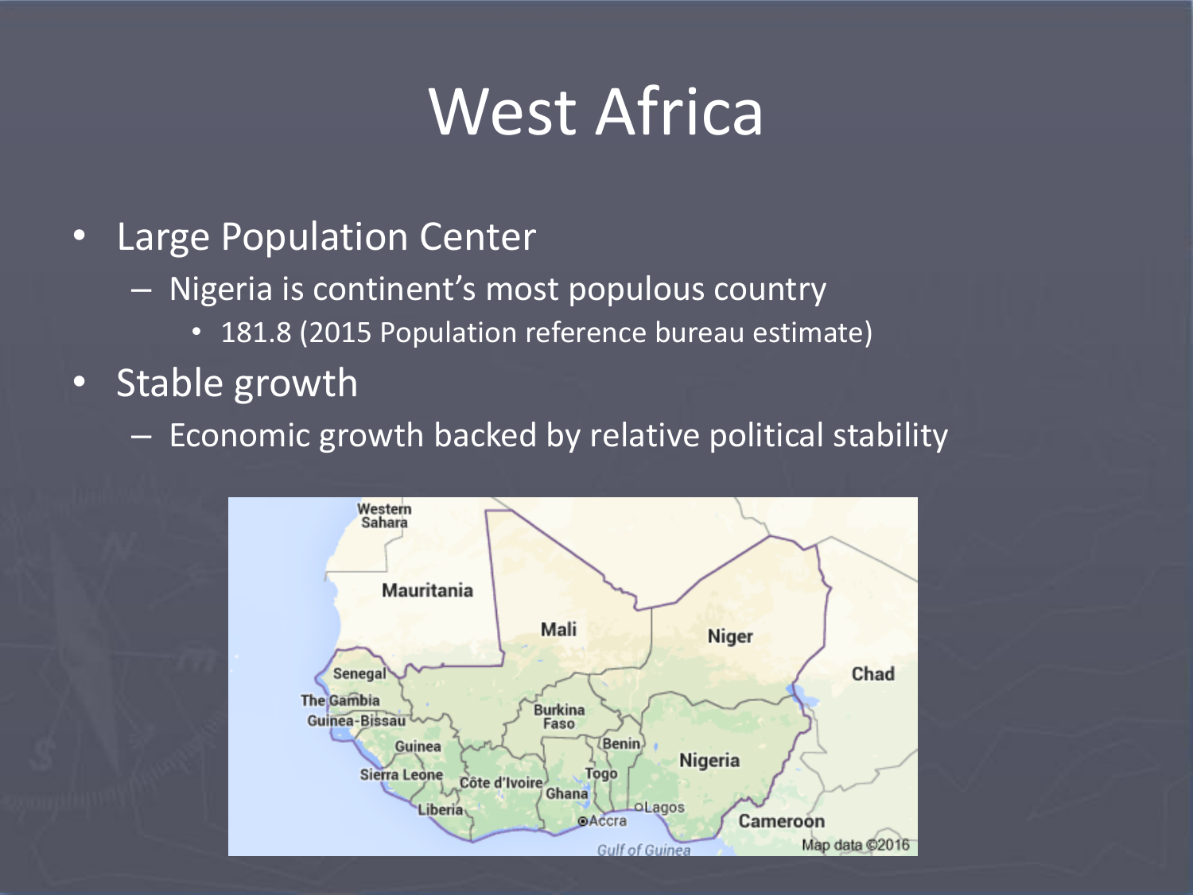# West Africa

- Large Population Center
  - Nigeria is continent's most populous country
    - 181.8 (2015 Population reference bureau estimate)
- Stable growth
  - Economic growth backed by relative political stability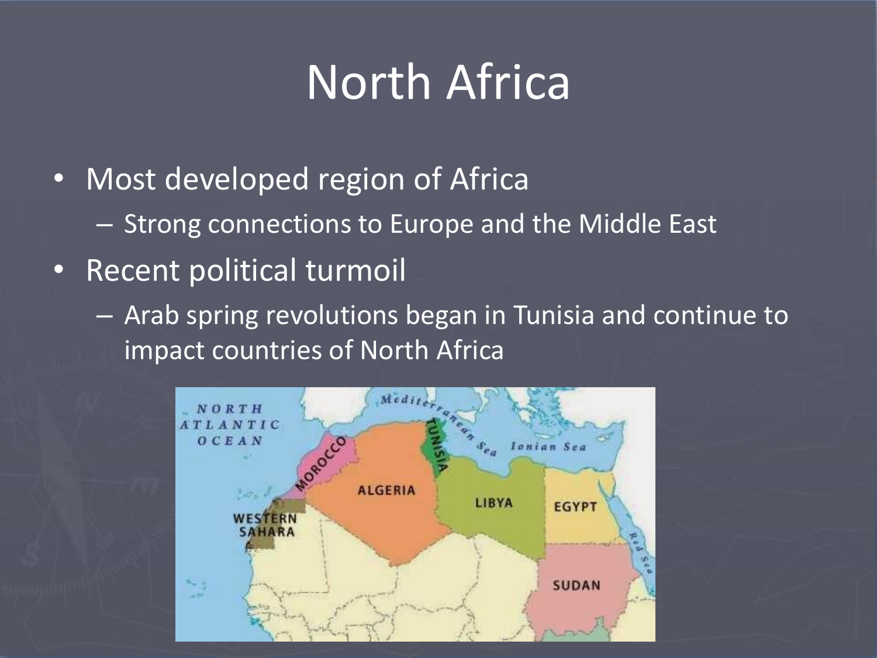# North Africa

- Most developed region of Africa
  - Strong connections to Europe and the Middle East
- Recent political turmoil
  - Arab spring revolutions began in Tunisia and continue to impact countries of North Africa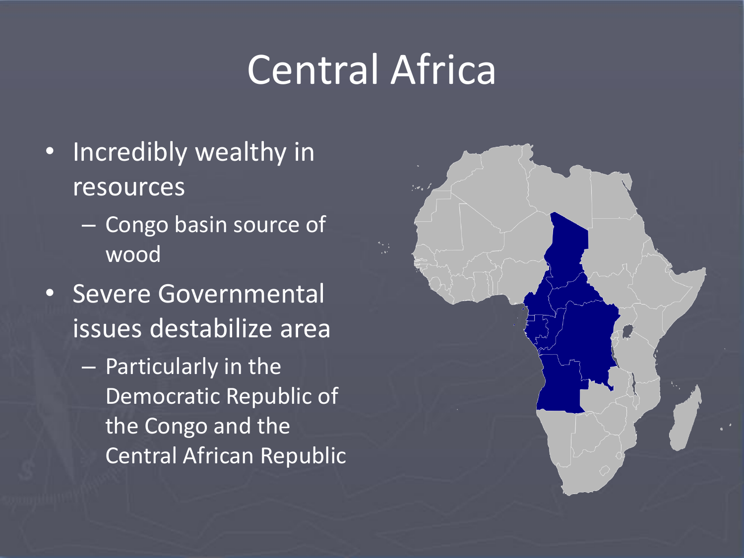# Central Africa

- Incredibly wealthy in resources
  - Congo basin source of wood
- Severe Governmental issues destabilize area
  - Particularly in the Democratic Republic of the Congo and the Central African Republic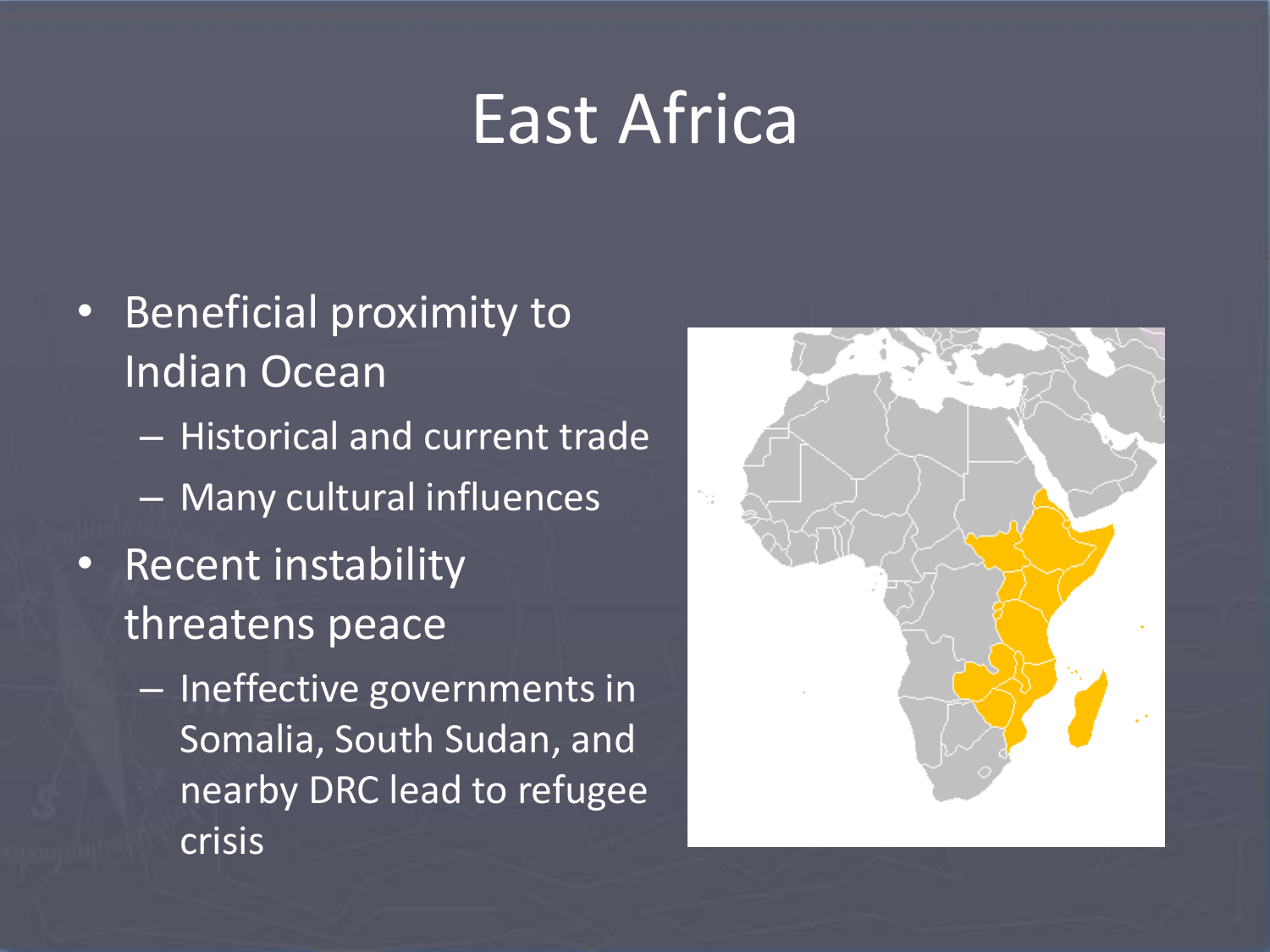# East Africa

- Beneficial proximity to Indian Ocean
  - Historical and current trade
  - Many cultural influences
- Recent instability threatens peace
  - Ineffective governments in Somalia, South Sudan, and nearby DRC lead to refugee crisis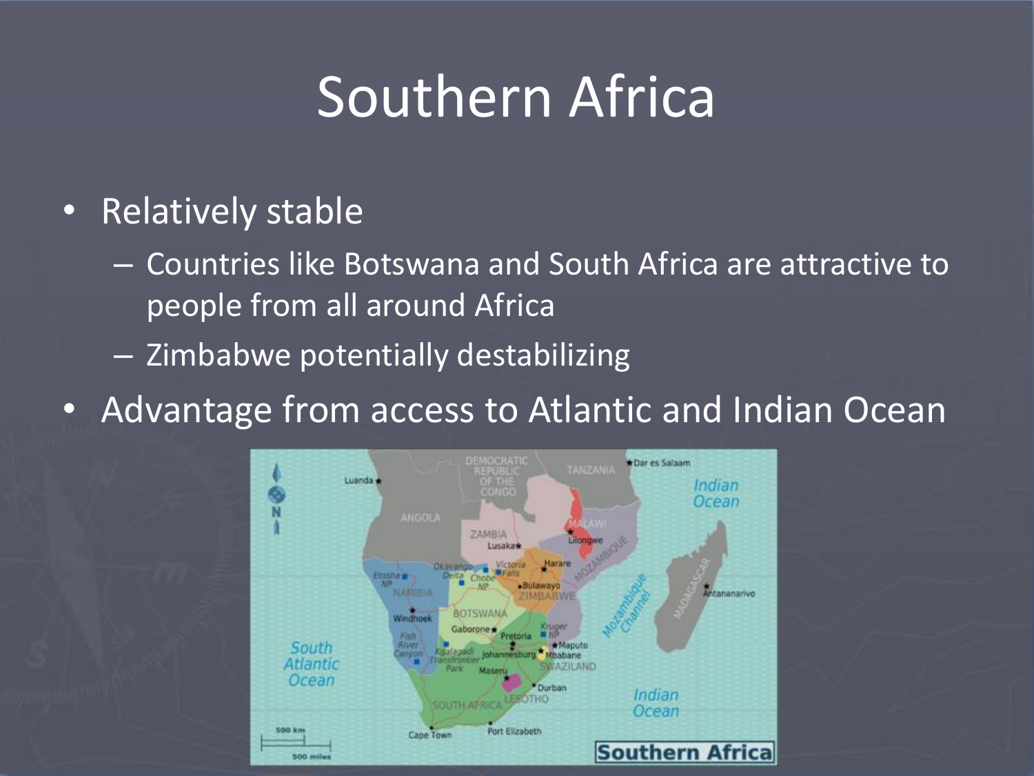# Southern Africa

- Relatively stable
  - Countries like Botswana and South Africa are attractive to people from all around Africa
  - Zimbabwe potentially destabilizing
- Advantage from access to Atlantic and Indian Ocean